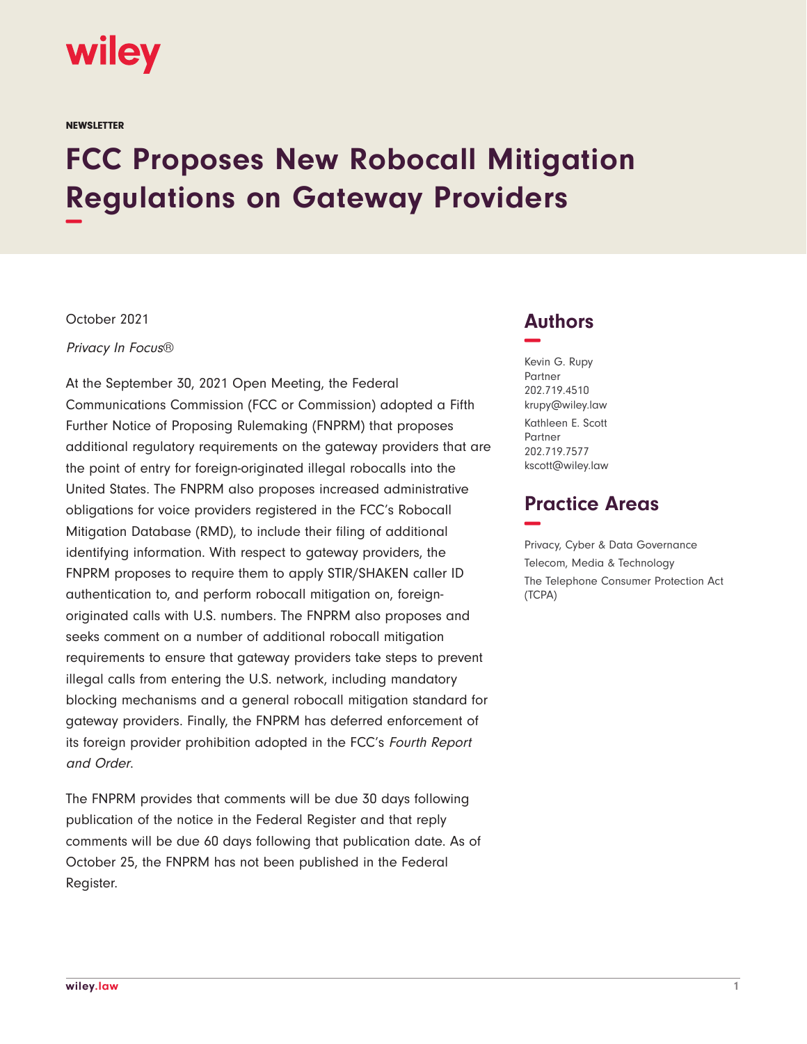wiley

NEWSLETTER

# FCC Proposes New Robocall Mitigation Regulations on Gateway Providers

October 2021

*Privacy In Focus®*

At the September 30, 2021 Open Meeting, the Federal Communications Commission (FCC or Commission) adopted a Fifth Further Notice of Proposing Rulemaking (FNPRM) that proposes additional regulatory requirements on the gateway providers that are the point of entry for foreign-originated illegal robocalls into the United States. The FNPRM also proposes increased administrative obligations for voice providers registered in the FCC's Robocall Mitigation Database (RMD), to include their filing of additional identifying information. With respect to gateway providers, the FNPRM proposes to require them to apply STIR/SHAKEN caller ID authentication to, and perform robocall mitigation on, foreign-originated calls with U.S. numbers. The FNPRM also proposes and seeks comment on a number of additional robocall mitigation requirements to ensure that gateway providers take steps to prevent illegal calls from entering the U.S. network, including mandatory blocking mechanisms and a general robocall mitigation standard for gateway providers. Finally, the FNPRM has deferred enforcement of its foreign provider prohibition adopted in the FCC's *Fourth Report and Order*.

The FNPRM provides that comments will be due 30 days following publication of the notice in the Federal Register and that reply comments will be due 60 days following that publication date. As of October 25, the FNPRM has not been published in the Federal Register.

## Authors

Kevin G. Rupy
Partner
202.719.4510
krupy@wiley.law

Kathleen E. Scott
Partner
202.719.7577
kscott@wiley.law

## Practice Areas

Privacy, Cyber & Data Governance
Telecom, Media & Technology
The Telephone Consumer Protection Act (TCPA)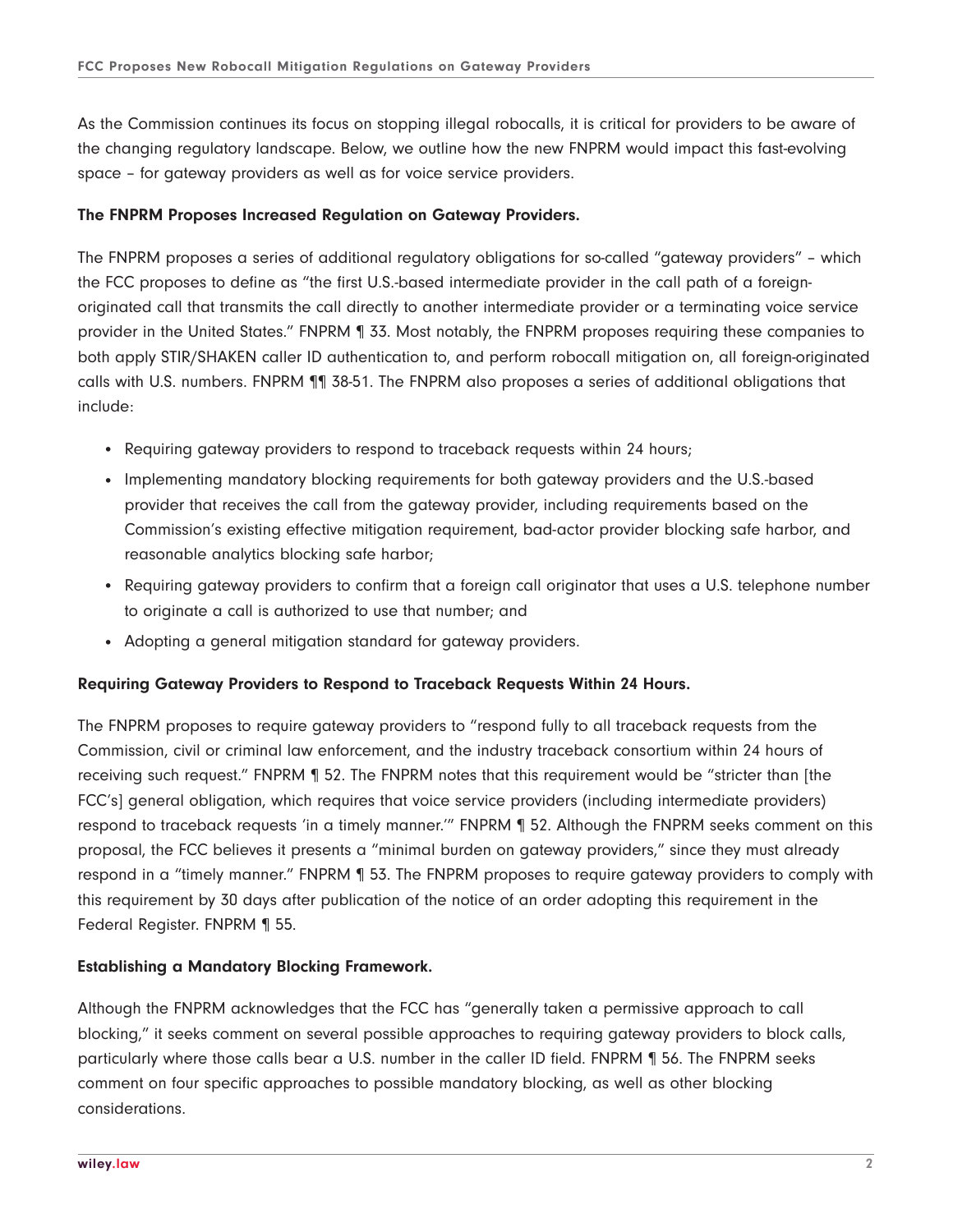As the Commission continues its focus on stopping illegal robocalls, it is critical for providers to be aware of the changing regulatory landscape. Below, we outline how the new FNPRM would impact this fast-evolving space – for gateway providers as well as for voice service providers.

**The FNPRM Proposes Increased Regulation on Gateway Providers.**

The FNPRM proposes a series of additional regulatory obligations for so-called "gateway providers" – which the FCC proposes to define as "the first U.S.-based intermediate provider in the call path of a foreign-originated call that transmits the call directly to another intermediate provider or a terminating voice service provider in the United States." FNPRM ¶ 33. Most notably, the FNPRM proposes requiring these companies to both apply STIR/SHAKEN caller ID authentication to, and perform robocall mitigation on, all foreign-originated calls with U.S. numbers. FNPRM ¶¶ 38-51. The FNPRM also proposes a series of additional obligations that include:

- Requiring gateway providers to respond to traceback requests within 24 hours;
- Implementing mandatory blocking requirements for both gateway providers and the U.S.-based provider that receives the call from the gateway provider, including requirements based on the Commission's existing effective mitigation requirement, bad-actor provider blocking safe harbor, and reasonable analytics blocking safe harbor;
- Requiring gateway providers to confirm that a foreign call originator that uses a U.S. telephone number to originate a call is authorized to use that number; and
- Adopting a general mitigation standard for gateway providers.

**Requiring Gateway Providers to Respond to Traceback Requests Within 24 Hours.**

The FNPRM proposes to require gateway providers to "respond fully to all traceback requests from the Commission, civil or criminal law enforcement, and the industry traceback consortium within 24 hours of receiving such request." FNPRM ¶ 52. The FNPRM notes that this requirement would be "stricter than [the FCC's] general obligation, which requires that voice service providers (including intermediate providers) respond to traceback requests 'in a timely manner.'" FNPRM ¶ 52. Although the FNPRM seeks comment on this proposal, the FCC believes it presents a "minimal burden on gateway providers," since they must already respond in a "timely manner." FNPRM ¶ 53. The FNPRM proposes to require gateway providers to comply with this requirement by 30 days after publication of the notice of an order adopting this requirement in the Federal Register. FNPRM ¶ 55.

**Establishing a Mandatory Blocking Framework.**

Although the FNPRM acknowledges that the FCC has "generally taken a permissive approach to call blocking," it seeks comment on several possible approaches to requiring gateway providers to block calls, particularly where those calls bear a U.S. number in the caller ID field. FNPRM ¶ 56. The FNPRM seeks comment on four specific approaches to possible mandatory blocking, as well as other blocking considerations.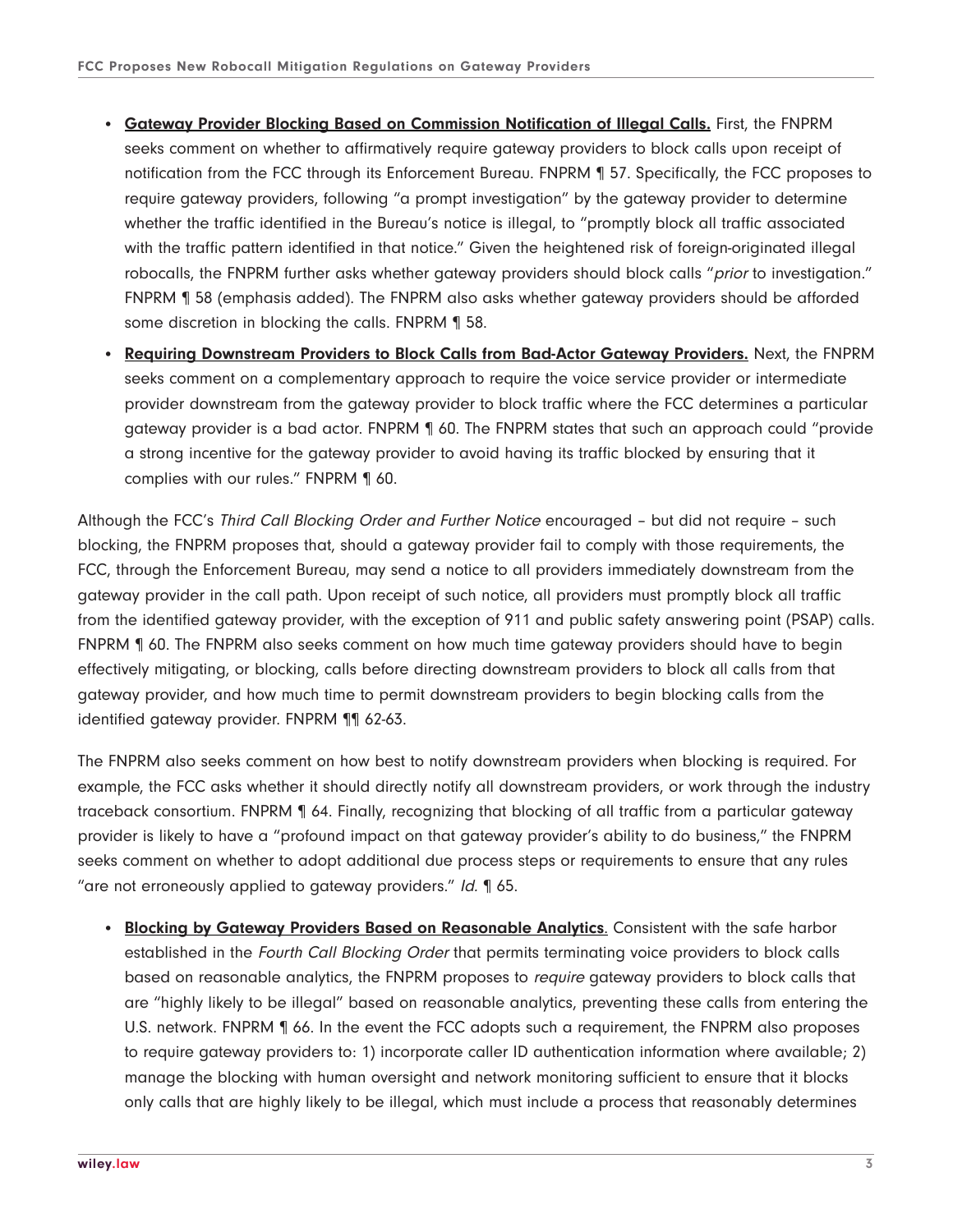- **Gateway Provider Blocking Based on Commission Notification of Illegal Calls.** First, the FNPRM seeks comment on whether to affirmatively require gateway providers to block calls upon receipt of notification from the FCC through its Enforcement Bureau. FNPRM ¶ 57. Specifically, the FCC proposes to require gateway providers, following "a prompt investigation" by the gateway provider to determine whether the traffic identified in the Bureau's notice is illegal, to "promptly block all traffic associated with the traffic pattern identified in that notice." Given the heightened risk of foreign-originated illegal robocalls, the FNPRM further asks whether gateway providers should block calls "*prior* to investigation." FNPRM ¶ 58 (emphasis added). The FNPRM also asks whether gateway providers should be afforded some discretion in blocking the calls. FNPRM ¶ 58.
- **Requiring Downstream Providers to Block Calls from Bad-Actor Gateway Providers.** Next, the FNPRM seeks comment on a complementary approach to require the voice service provider or intermediate provider downstream from the gateway provider to block traffic where the FCC determines a particular gateway provider is a bad actor. FNPRM ¶ 60. The FNPRM states that such an approach could "provide a strong incentive for the gateway provider to avoid having its traffic blocked by ensuring that it complies with our rules." FNPRM ¶ 60.

Although the FCC's *Third Call Blocking Order and Further Notice* encouraged – but did not require – such blocking, the FNPRM proposes that, should a gateway provider fail to comply with those requirements, the FCC, through the Enforcement Bureau, may send a notice to all providers immediately downstream from the gateway provider in the call path. Upon receipt of such notice, all providers must promptly block all traffic from the identified gateway provider, with the exception of 911 and public safety answering point (PSAP) calls. FNPRM ¶ 60. The FNPRM also seeks comment on how much time gateway providers should have to begin effectively mitigating, or blocking, calls before directing downstream providers to block all calls from that gateway provider, and how much time to permit downstream providers to begin blocking calls from the identified gateway provider. FNPRM ¶¶ 62-63.

The FNPRM also seeks comment on how best to notify downstream providers when blocking is required. For example, the FCC asks whether it should directly notify all downstream providers, or work through the industry traceback consortium. FNPRM ¶ 64. Finally, recognizing that blocking of all traffic from a particular gateway provider is likely to have a "profound impact on that gateway provider's ability to do business," the FNPRM seeks comment on whether to adopt additional due process steps or requirements to ensure that any rules "are not erroneously applied to gateway providers." *Id.* ¶ 65.

- **Blocking by Gateway Providers Based on Reasonable Analytics**. Consistent with the safe harbor established in the *Fourth Call Blocking Order* that permits terminating voice providers to block calls based on reasonable analytics, the FNPRM proposes to *require* gateway providers to block calls that are "highly likely to be illegal" based on reasonable analytics, preventing these calls from entering the U.S. network. FNPRM ¶ 66. In the event the FCC adopts such a requirement, the FNPRM also proposes to require gateway providers to: 1) incorporate caller ID authentication information where available; 2) manage the blocking with human oversight and network monitoring sufficient to ensure that it blocks only calls that are highly likely to be illegal, which must include a process that reasonably determines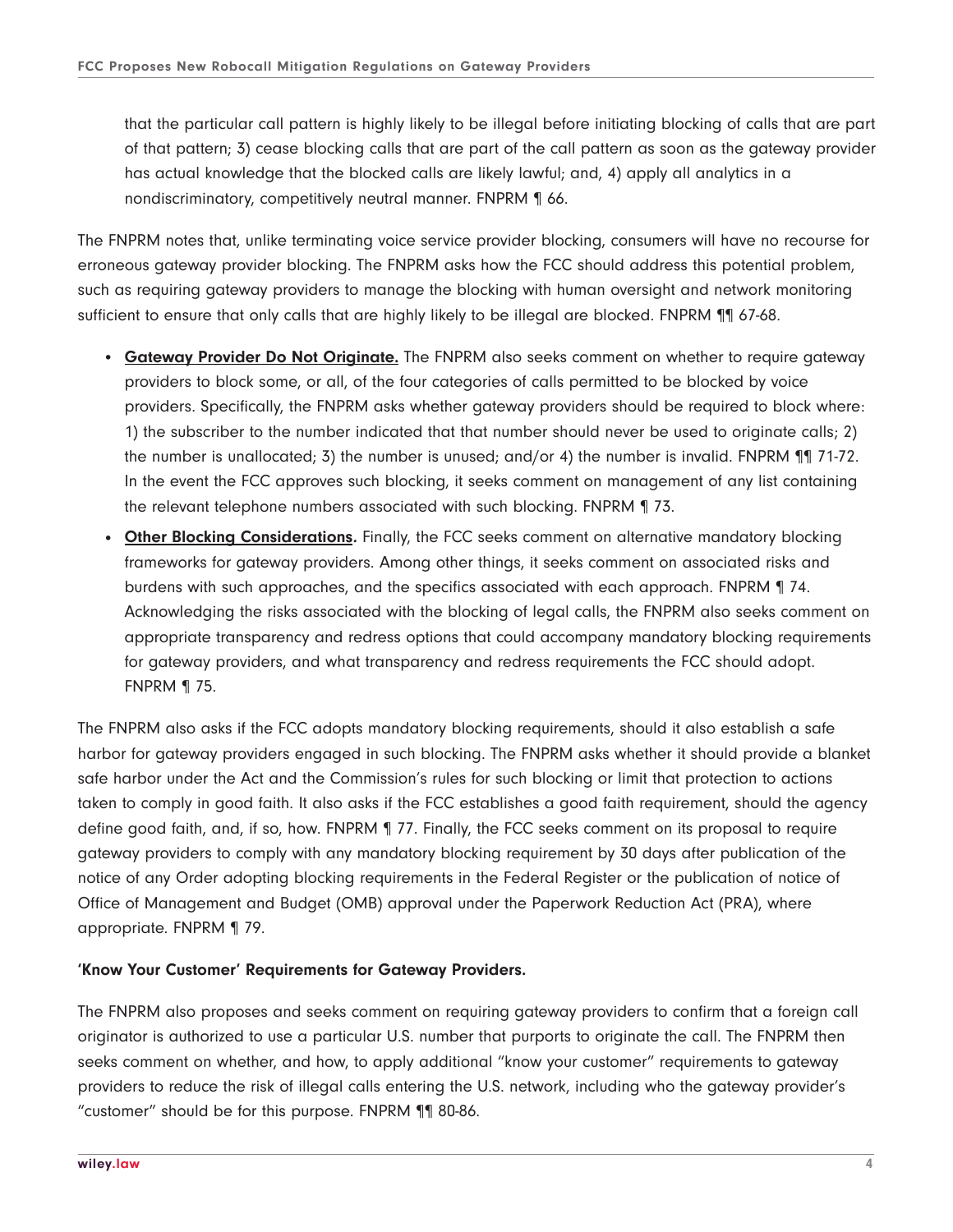that the particular call pattern is highly likely to be illegal before initiating blocking of calls that are part of that pattern; 3) cease blocking calls that are part of the call pattern as soon as the gateway provider has actual knowledge that the blocked calls are likely lawful; and, 4) apply all analytics in a nondiscriminatory, competitively neutral manner. FNPRM ¶ 66.

The FNPRM notes that, unlike terminating voice service provider blocking, consumers will have no recourse for erroneous gateway provider blocking. The FNPRM asks how the FCC should address this potential problem, such as requiring gateway providers to manage the blocking with human oversight and network monitoring sufficient to ensure that only calls that are highly likely to be illegal are blocked. FNPRM ¶¶ 67-68.

- **Gateway Provider Do Not Originate.** The FNPRM also seeks comment on whether to require gateway providers to block some, or all, of the four categories of calls permitted to be blocked by voice providers. Specifically, the FNPRM asks whether gateway providers should be required to block where: 1) the subscriber to the number indicated that that number should never be used to originate calls; 2) the number is unallocated; 3) the number is unused; and/or 4) the number is invalid. FNPRM ¶¶ 71-72. In the event the FCC approves such blocking, it seeks comment on management of any list containing the relevant telephone numbers associated with such blocking. FNPRM ¶ 73.
- **Other Blocking Considerations.** Finally, the FCC seeks comment on alternative mandatory blocking frameworks for gateway providers. Among other things, it seeks comment on associated risks and burdens with such approaches, and the specifics associated with each approach. FNPRM ¶ 74. Acknowledging the risks associated with the blocking of legal calls, the FNPRM also seeks comment on appropriate transparency and redress options that could accompany mandatory blocking requirements for gateway providers, and what transparency and redress requirements the FCC should adopt. FNPRM ¶ 75.

The FNPRM also asks if the FCC adopts mandatory blocking requirements, should it also establish a safe harbor for gateway providers engaged in such blocking. The FNPRM asks whether it should provide a blanket safe harbor under the Act and the Commission's rules for such blocking or limit that protection to actions taken to comply in good faith. It also asks if the FCC establishes a good faith requirement, should the agency define good faith, and, if so, how. FNPRM ¶ 77. Finally, the FCC seeks comment on its proposal to require gateway providers to comply with any mandatory blocking requirement by 30 days after publication of the notice of any Order adopting blocking requirements in the Federal Register or the publication of notice of Office of Management and Budget (OMB) approval under the Paperwork Reduction Act (PRA), where appropriate. FNPRM ¶ 79.

**'Know Your Customer' Requirements for Gateway Providers.**

The FNPRM also proposes and seeks comment on requiring gateway providers to confirm that a foreign call originator is authorized to use a particular U.S. number that purports to originate the call. The FNPRM then seeks comment on whether, and how, to apply additional "know your customer" requirements to gateway providers to reduce the risk of illegal calls entering the U.S. network, including who the gateway provider's "customer" should be for this purpose. FNPRM ¶¶ 80-86.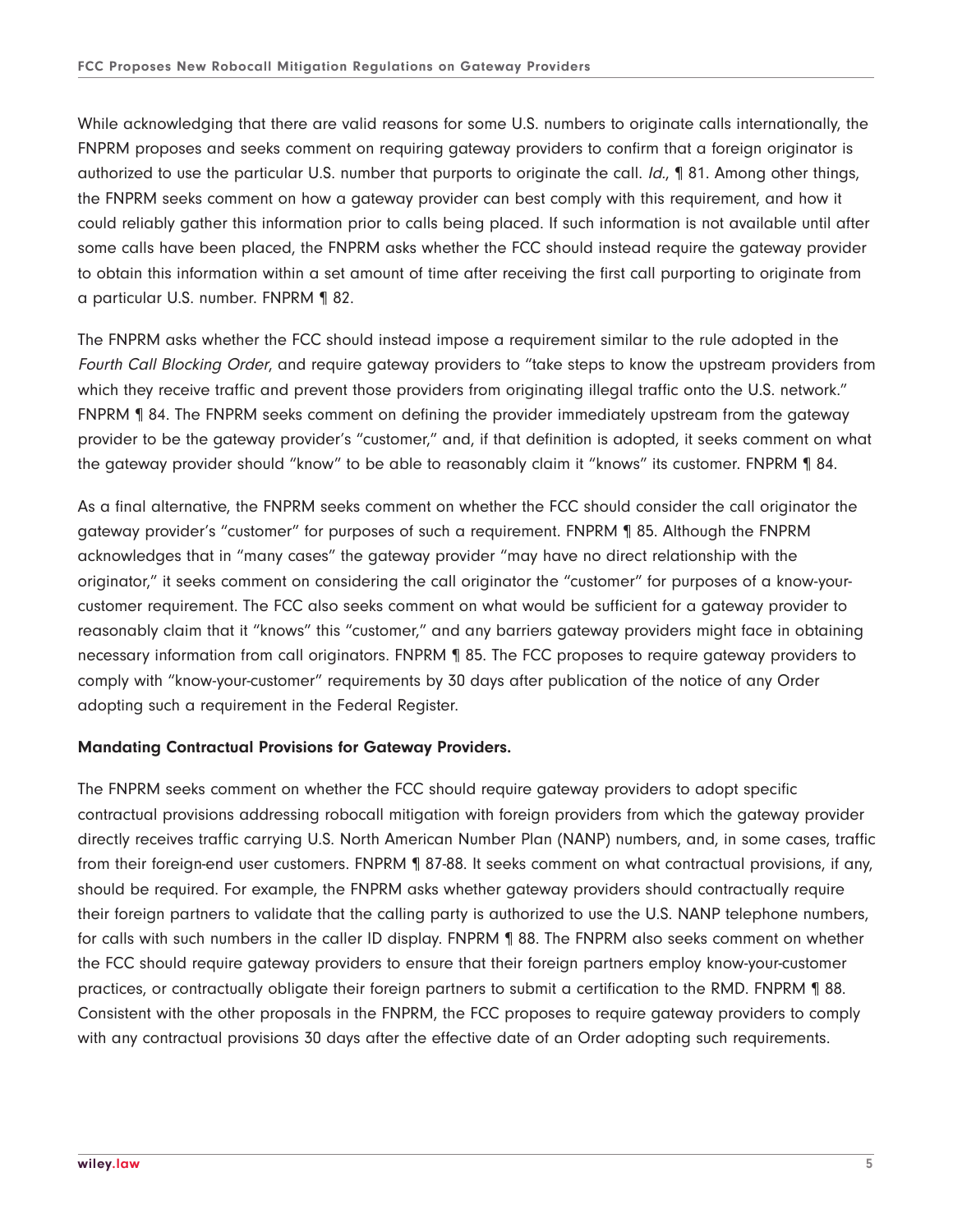While acknowledging that there are valid reasons for some U.S. numbers to originate calls internationally, the FNPRM proposes and seeks comment on requiring gateway providers to confirm that a foreign originator is authorized to use the particular U.S. number that purports to originate the call. *Id.*, ¶ 81. Among other things, the FNPRM seeks comment on how a gateway provider can best comply with this requirement, and how it could reliably gather this information prior to calls being placed. If such information is not available until after some calls have been placed, the FNPRM asks whether the FCC should instead require the gateway provider to obtain this information within a set amount of time after receiving the first call purporting to originate from a particular U.S. number. FNPRM ¶ 82.

The FNPRM asks whether the FCC should instead impose a requirement similar to the rule adopted in the *Fourth Call Blocking Order*, and require gateway providers to "take steps to know the upstream providers from which they receive traffic and prevent those providers from originating illegal traffic onto the U.S. network." FNPRM ¶ 84. The FNPRM seeks comment on defining the provider immediately upstream from the gateway provider to be the gateway provider's "customer," and, if that definition is adopted, it seeks comment on what the gateway provider should "know" to be able to reasonably claim it "knows" its customer. FNPRM ¶ 84.

As a final alternative, the FNPRM seeks comment on whether the FCC should consider the call originator the gateway provider's "customer" for purposes of such a requirement. FNPRM ¶ 85. Although the FNPRM acknowledges that in "many cases" the gateway provider "may have no direct relationship with the originator," it seeks comment on considering the call originator the "customer" for purposes of a know-your-customer requirement. The FCC also seeks comment on what would be sufficient for a gateway provider to reasonably claim that it "knows" this "customer," and any barriers gateway providers might face in obtaining necessary information from call originators. FNPRM ¶ 85. The FCC proposes to require gateway providers to comply with "know-your-customer" requirements by 30 days after publication of the notice of any Order adopting such a requirement in the Federal Register.

**Mandating Contractual Provisions for Gateway Providers.**

The FNPRM seeks comment on whether the FCC should require gateway providers to adopt specific contractual provisions addressing robocall mitigation with foreign providers from which the gateway provider directly receives traffic carrying U.S. North American Number Plan (NANP) numbers, and, in some cases, traffic from their foreign-end user customers. FNPRM ¶ 87-88. It seeks comment on what contractual provisions, if any, should be required. For example, the FNPRM asks whether gateway providers should contractually require their foreign partners to validate that the calling party is authorized to use the U.S. NANP telephone numbers, for calls with such numbers in the caller ID display. FNPRM ¶ 88. The FNPRM also seeks comment on whether the FCC should require gateway providers to ensure that their foreign partners employ know-your-customer practices, or contractually obligate their foreign partners to submit a certification to the RMD. FNPRM ¶ 88. Consistent with the other proposals in the FNPRM, the FCC proposes to require gateway providers to comply with any contractual provisions 30 days after the effective date of an Order adopting such requirements.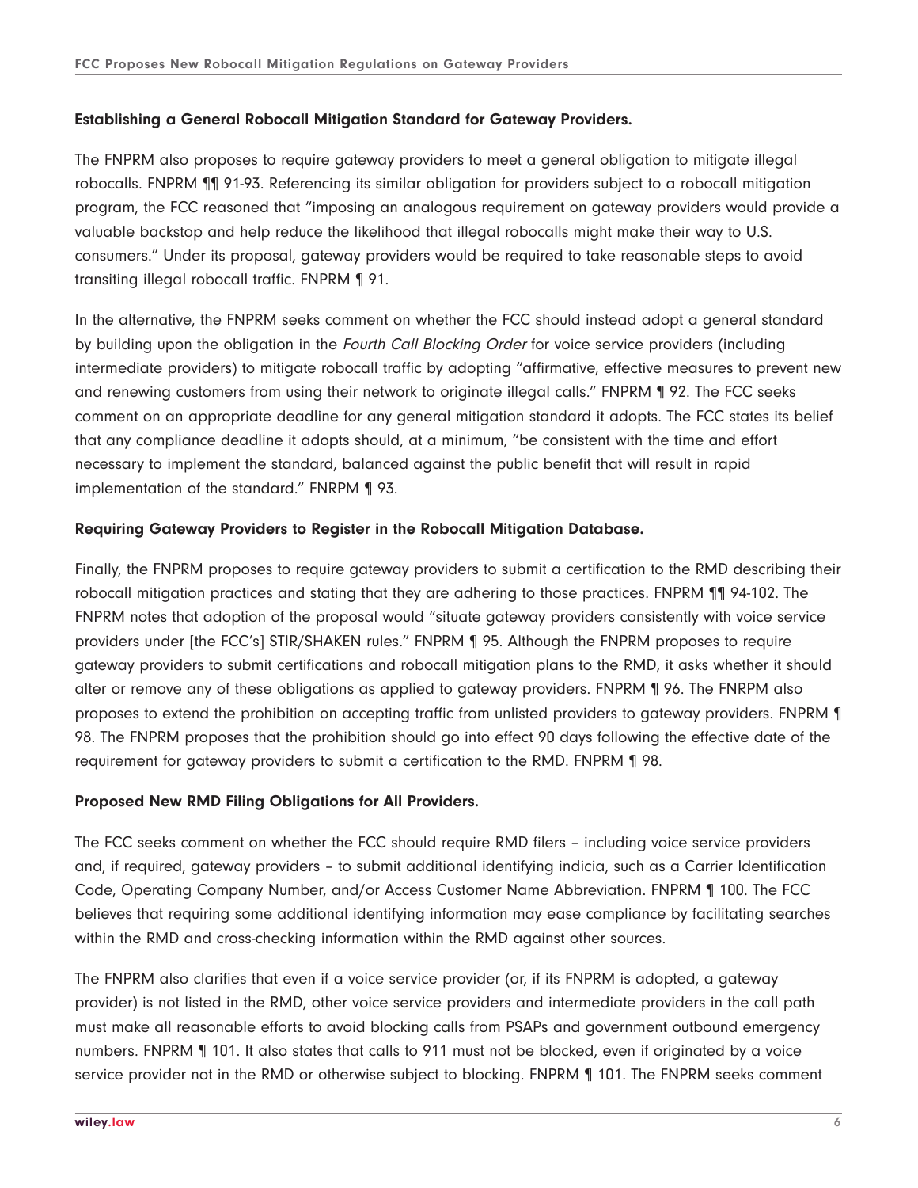**Establishing a General Robocall Mitigation Standard for Gateway Providers.**

The FNPRM also proposes to require gateway providers to meet a general obligation to mitigate illegal robocalls. FNPRM ¶¶ 91-93. Referencing its similar obligation for providers subject to a robocall mitigation program, the FCC reasoned that "imposing an analogous requirement on gateway providers would provide a valuable backstop and help reduce the likelihood that illegal robocalls might make their way to U.S. consumers." Under its proposal, gateway providers would be required to take reasonable steps to avoid transiting illegal robocall traffic. FNPRM ¶ 91.

In the alternative, the FNPRM seeks comment on whether the FCC should instead adopt a general standard by building upon the obligation in the *Fourth Call Blocking Order* for voice service providers (including intermediate providers) to mitigate robocall traffic by adopting "affirmative, effective measures to prevent new and renewing customers from using their network to originate illegal calls." FNPRM ¶ 92. The FCC seeks comment on an appropriate deadline for any general mitigation standard it adopts. The FCC states its belief that any compliance deadline it adopts should, at a minimum, "be consistent with the time and effort necessary to implement the standard, balanced against the public benefit that will result in rapid implementation of the standard." FNRPM ¶ 93.

**Requiring Gateway Providers to Register in the Robocall Mitigation Database.**

Finally, the FNPRM proposes to require gateway providers to submit a certification to the RMD describing their robocall mitigation practices and stating that they are adhering to those practices. FNPRM ¶¶ 94-102. The FNPRM notes that adoption of the proposal would "situate gateway providers consistently with voice service providers under [the FCC's] STIR/SHAKEN rules." FNPRM ¶ 95. Although the FNPRM proposes to require gateway providers to submit certifications and robocall mitigation plans to the RMD, it asks whether it should alter or remove any of these obligations as applied to gateway providers. FNPRM ¶ 96. The FNRPM also proposes to extend the prohibition on accepting traffic from unlisted providers to gateway providers. FNPRM ¶ 98. The FNPRM proposes that the prohibition should go into effect 90 days following the effective date of the requirement for gateway providers to submit a certification to the RMD. FNPRM ¶ 98.

**Proposed New RMD Filing Obligations for All Providers.**

The FCC seeks comment on whether the FCC should require RMD filers – including voice service providers and, if required, gateway providers – to submit additional identifying indicia, such as a Carrier Identification Code, Operating Company Number, and/or Access Customer Name Abbreviation. FNPRM ¶ 100. The FCC believes that requiring some additional identifying information may ease compliance by facilitating searches within the RMD and cross-checking information within the RMD against other sources.

The FNPRM also clarifies that even if a voice service provider (or, if its FNPRM is adopted, a gateway provider) is not listed in the RMD, other voice service providers and intermediate providers in the call path must make all reasonable efforts to avoid blocking calls from PSAPs and government outbound emergency numbers. FNPRM ¶ 101. It also states that calls to 911 must not be blocked, even if originated by a voice service provider not in the RMD or otherwise subject to blocking. FNPRM ¶ 101. The FNPRM seeks comment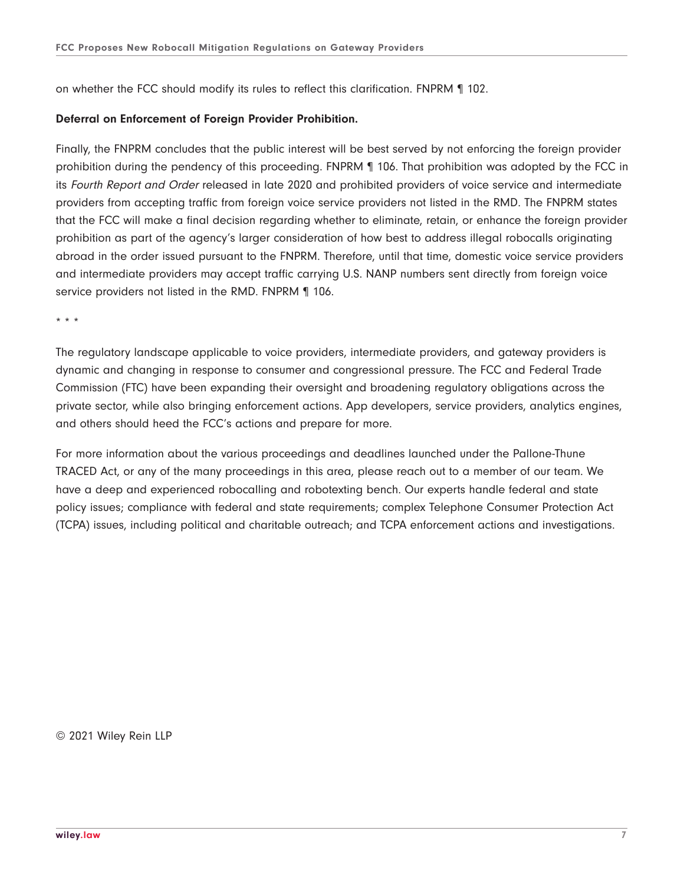on whether the FCC should modify its rules to reflect this clarification. FNPRM ¶ 102.

**Deferral on Enforcement of Foreign Provider Prohibition.**

Finally, the FNPRM concludes that the public interest will be best served by not enforcing the foreign provider prohibition during the pendency of this proceeding. FNPRM ¶ 106. That prohibition was adopted by the FCC in its *Fourth Report and Order* released in late 2020 and prohibited providers of voice service and intermediate providers from accepting traffic from foreign voice service providers not listed in the RMD. The FNPRM states that the FCC will make a final decision regarding whether to eliminate, retain, or enhance the foreign provider prohibition as part of the agency's larger consideration of how best to address illegal robocalls originating abroad in the order issued pursuant to the FNPRM. Therefore, until that time, domestic voice service providers and intermediate providers may accept traffic carrying U.S. NANP numbers sent directly from foreign voice service providers not listed in the RMD. FNPRM ¶ 106.

\* \* \*

The regulatory landscape applicable to voice providers, intermediate providers, and gateway providers is dynamic and changing in response to consumer and congressional pressure. The FCC and Federal Trade Commission (FTC) have been expanding their oversight and broadening regulatory obligations across the private sector, while also bringing enforcement actions. App developers, service providers, analytics engines, and others should heed the FCC's actions and prepare for more.

For more information about the various proceedings and deadlines launched under the Pallone-Thune TRACED Act, or any of the many proceedings in this area, please reach out to a member of our team. We have a deep and experienced robocalling and robotexting bench. Our experts handle federal and state policy issues; compliance with federal and state requirements; complex Telephone Consumer Protection Act (TCPA) issues, including political and charitable outreach; and TCPA enforcement actions and investigations.

© 2021 Wiley Rein LLP